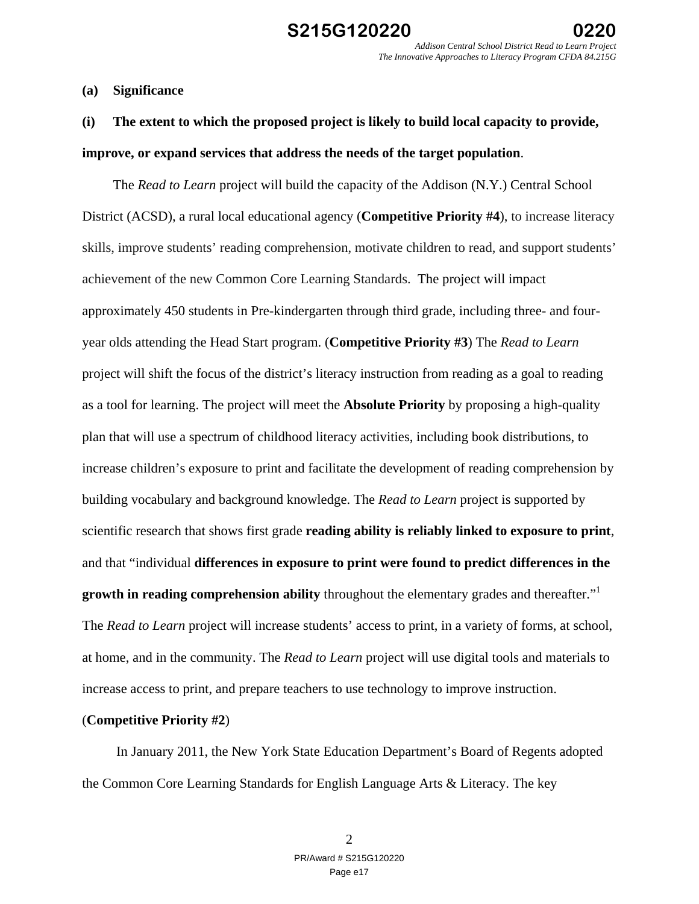**(a) Significance**

**(i) The extent to which the proposed project is likely to build local capacity to provide, improve, or expand services that address the needs of the target population**.

The *Read to Learn* project will build the capacity of the Addison (N.Y.) Central School District (ACSD), a rural local educational agency (**Competitive Priority #4**), to increase literacy skills, improve students' reading comprehension, motivate children to read, and support students' achievement of the new Common Core Learning Standards. The project will impact approximately 450 students in Pre-kindergarten through third grade, including three- and four-year olds attending the Head Start program. (**Competitive Priority #3**) The *Read to Learn* project will shift the focus of the district's literacy instruction from reading as a goal to reading as a tool for learning. The project will meet the **Absolute Priority** by proposing a high-quality plan that will use a spectrum of childhood literacy activities, including book distributions, to increase children's exposure to print and facilitate the development of reading comprehension by building vocabulary and background knowledge. The *Read to Learn* project is supported by scientific research that shows first grade **reading ability is reliably linked to exposure to print**, and that "individual **differences in exposure to print were found to predict differences in the growth in reading comprehension ability** throughout the elementary grades and thereafter."[1] The *Read to Learn* project will increase students' access to print, in a variety of forms, at school, at home, and in the community. The *Read to Learn* project will use digital tools and materials to increase access to print, and prepare teachers to use technology to improve instruction. (**Competitive Priority #2**)

In January 2011, the New York State Education Department's Board of Regents adopted the Common Core Learning Standards for English Language Arts & Literacy. The key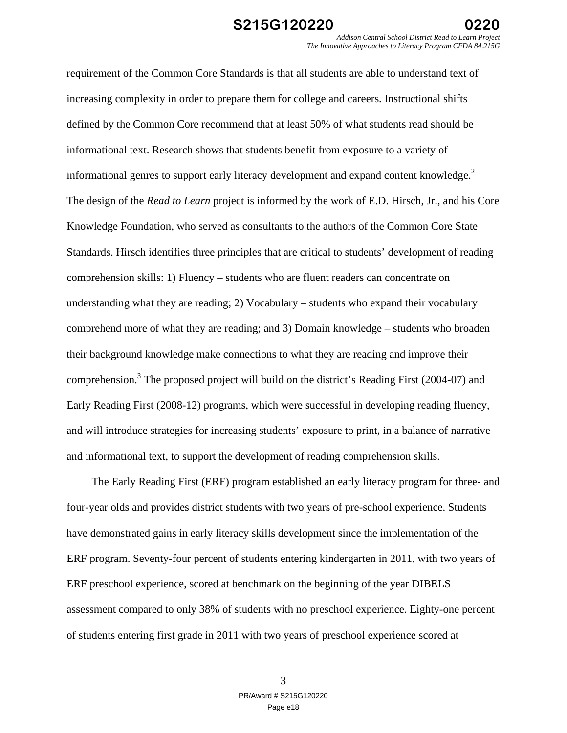requirement of the Common Core Standards is that all students are able to understand text of increasing complexity in order to prepare them for college and careers. Instructional shifts defined by the Common Core recommend that at least 50% of what students read should be informational text. Research shows that students benefit from exposure to a variety of informational genres to support early literacy development and expand content knowledge.[2] The design of the *Read to Learn* project is informed by the work of E.D. Hirsch, Jr., and his Core Knowledge Foundation, who served as consultants to the authors of the Common Core State Standards. Hirsch identifies three principles that are critical to students' development of reading comprehension skills: 1) Fluency – students who are fluent readers can concentrate on understanding what they are reading; 2) Vocabulary – students who expand their vocabulary comprehend more of what they are reading; and 3) Domain knowledge – students who broaden their background knowledge make connections to what they are reading and improve their comprehension.[3] The proposed project will build on the district's Reading First (2004-07) and Early Reading First (2008-12) programs, which were successful in developing reading fluency, and will introduce strategies for increasing students' exposure to print, in a balance of narrative and informational text, to support the development of reading comprehension skills.

The Early Reading First (ERF) program established an early literacy program for three- and four-year olds and provides district students with two years of pre-school experience. Students have demonstrated gains in early literacy skills development since the implementation of the ERF program. Seventy-four percent of students entering kindergarten in 2011, with two years of ERF preschool experience, scored at benchmark on the beginning of the year DIBELS assessment compared to only 38% of students with no preschool experience. Eighty-one percent of students entering first grade in 2011 with two years of preschool experience scored at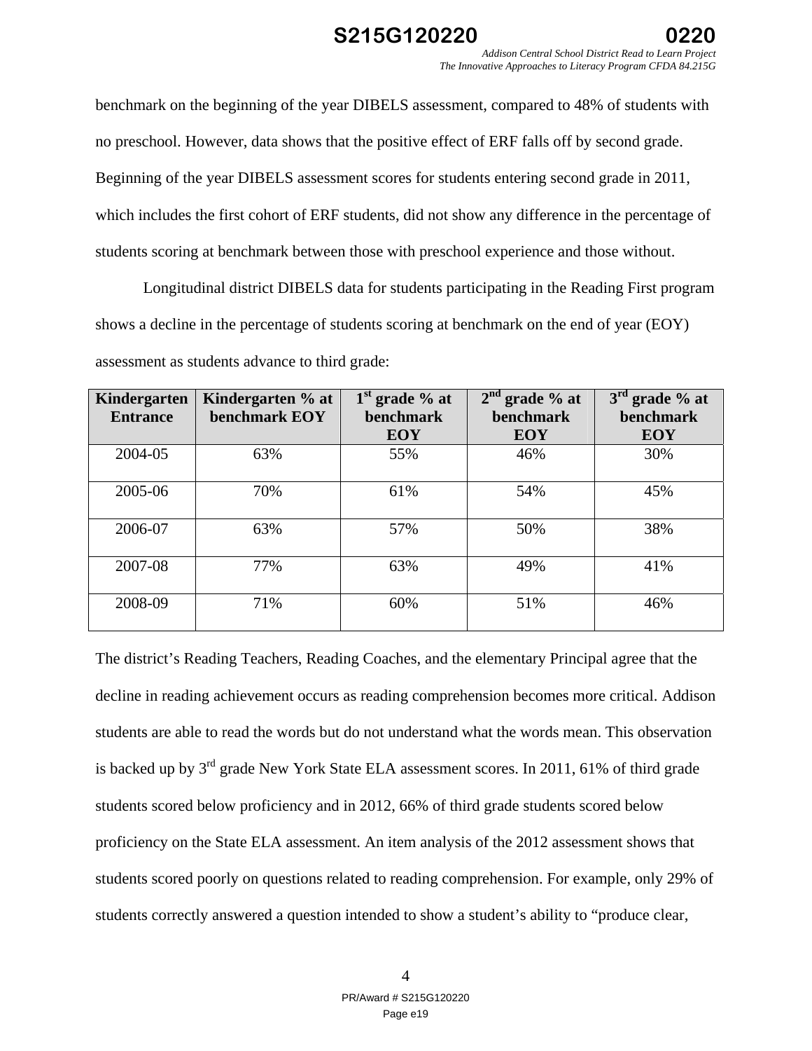benchmark on the beginning of the year DIBELS assessment, compared to 48% of students with no preschool. However, data shows that the positive effect of ERF falls off by second grade. Beginning of the year DIBELS assessment scores for students entering second grade in 2011, which includes the first cohort of ERF students, did not show any difference in the percentage of students scoring at benchmark between those with preschool experience and those without.

Longitudinal district DIBELS data for students participating in the Reading First program shows a decline in the percentage of students scoring at benchmark on the end of year (EOY) assessment as students advance to third grade:

| Kindergarten Entrance | Kindergarten % at benchmark EOY | 1st grade % at benchmark EOY | 2nd grade % at benchmark EOY | 3rd grade % at benchmark EOY |
|---|---|---|---|---|
| 2004-05 | 63% | 55% | 46% | 30% |
| 2005-06 | 70% | 61% | 54% | 45% |
| 2006-07 | 63% | 57% | 50% | 38% |
| 2007-08 | 77% | 63% | 49% | 41% |
| 2008-09 | 71% | 60% | 51% | 46% |

The district's Reading Teachers, Reading Coaches, and the elementary Principal agree that the decline in reading achievement occurs as reading comprehension becomes more critical. Addison students are able to read the words but do not understand what the words mean. This observation is backed up by 3rd grade New York State ELA assessment scores. In 2011, 61% of third grade students scored below proficiency and in 2012, 66% of third grade students scored below proficiency on the State ELA assessment. An item analysis of the 2012 assessment shows that students scored poorly on questions related to reading comprehension. For example, only 29% of students correctly answered a question intended to show a student's ability to "produce clear,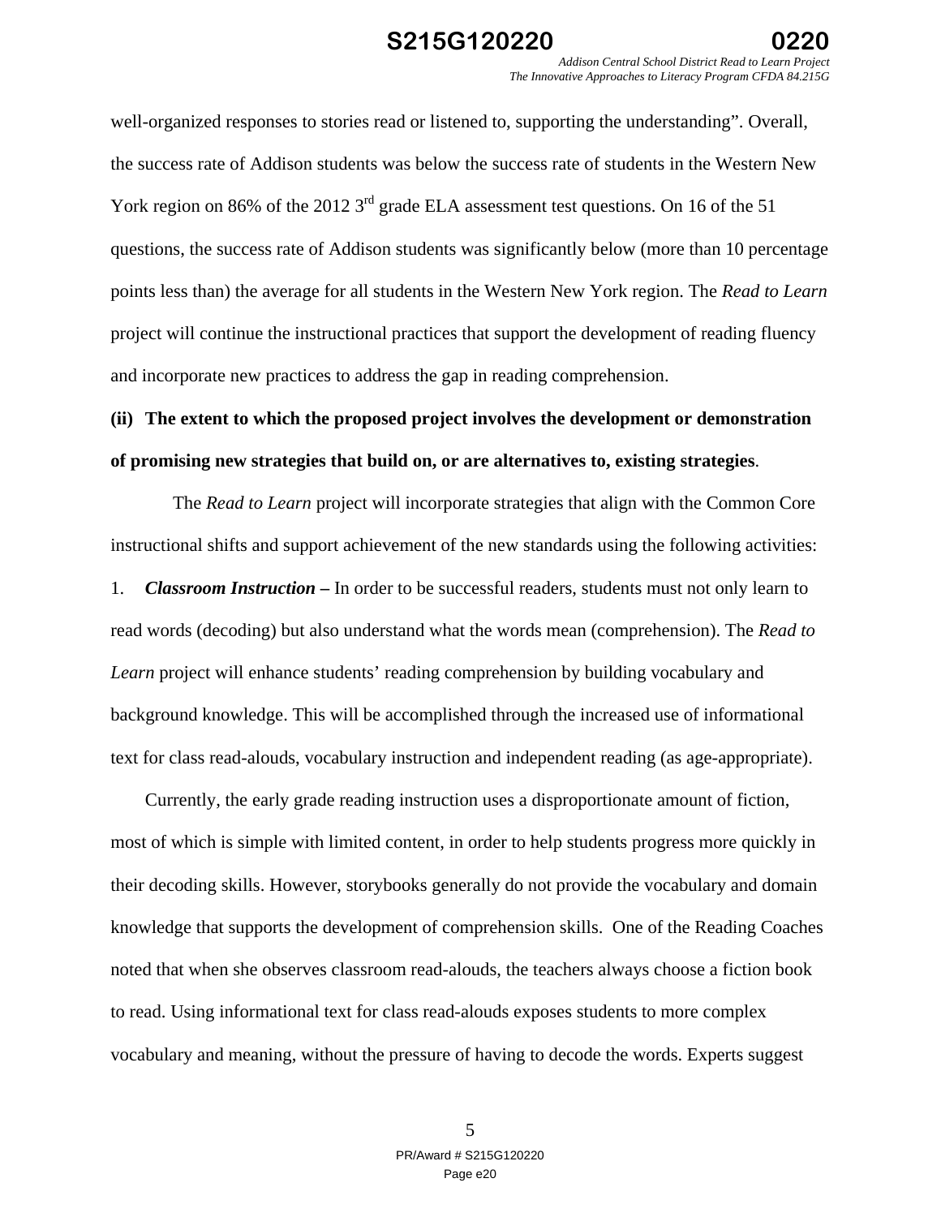well-organized responses to stories read or listened to, supporting the understanding". Overall, the success rate of Addison students was below the success rate of students in the Western New York region on 86% of the 2012 3rd grade ELA assessment test questions. On 16 of the 51 questions, the success rate of Addison students was significantly below (more than 10 percentage points less than) the average for all students in the Western New York region. The *Read to Learn* project will continue the instructional practices that support the development of reading fluency and incorporate new practices to address the gap in reading comprehension.

**(ii) The extent to which the proposed project involves the development or demonstration of promising new strategies that build on, or are alternatives to, existing strategies**.

The *Read to Learn* project will incorporate strategies that align with the Common Core instructional shifts and support achievement of the new standards using the following activities:

1. ***Classroom Instruction –*** In order to be successful readers, students must not only learn to read words (decoding) but also understand what the words mean (comprehension). The *Read to Learn* project will enhance students' reading comprehension by building vocabulary and background knowledge. This will be accomplished through the increased use of informational text for class read-alouds, vocabulary instruction and independent reading (as age-appropriate).

Currently, the early grade reading instruction uses a disproportionate amount of fiction, most of which is simple with limited content, in order to help students progress more quickly in their decoding skills. However, storybooks generally do not provide the vocabulary and domain knowledge that supports the development of comprehension skills. One of the Reading Coaches noted that when she observes classroom read-alouds, the teachers always choose a fiction book to read. Using informational text for class read-alouds exposes students to more complex vocabulary and meaning, without the pressure of having to decode the words. Experts suggest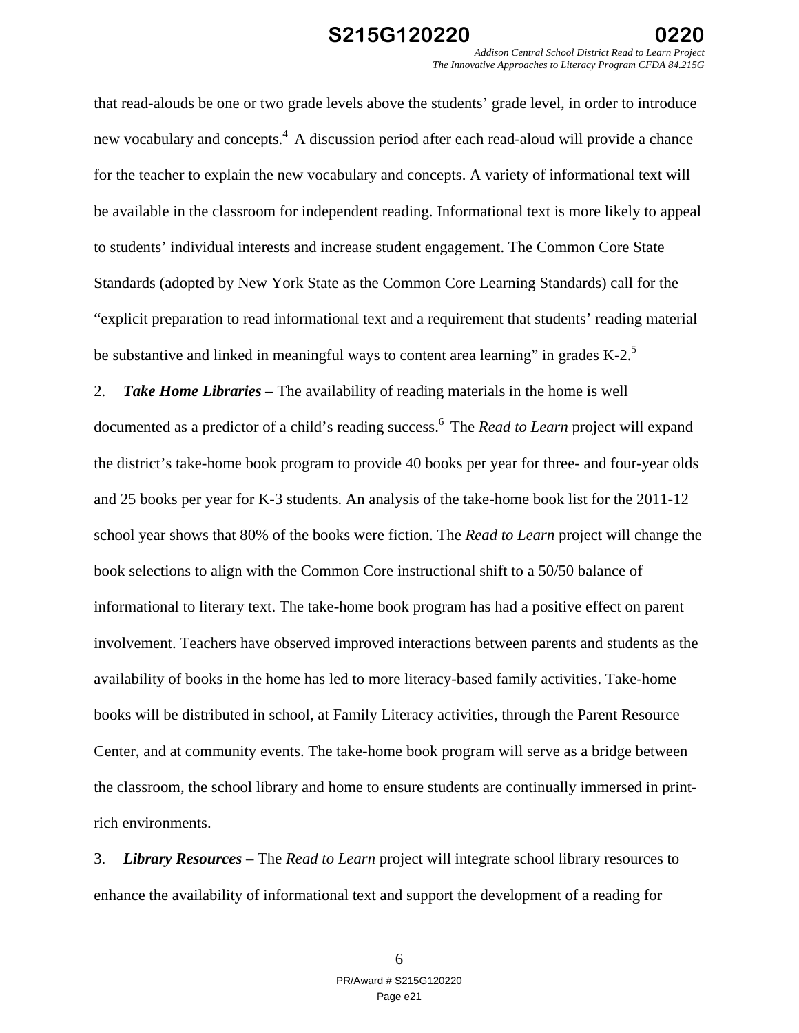that read-alouds be one or two grade levels above the students' grade level, in order to introduce new vocabulary and concepts.[4] A discussion period after each read-aloud will provide a chance for the teacher to explain the new vocabulary and concepts. A variety of informational text will be available in the classroom for independent reading. Informational text is more likely to appeal to students' individual interests and increase student engagement. The Common Core State Standards (adopted by New York State as the Common Core Learning Standards) call for the "explicit preparation to read informational text and a requirement that students' reading material be substantive and linked in meaningful ways to content area learning" in grades K-2.[5]

2. ***Take Home Libraries*** **–** The availability of reading materials in the home is well documented as a predictor of a child's reading success.[6] The *Read to Learn* project will expand the district's take-home book program to provide 40 books per year for three- and four-year olds and 25 books per year for K-3 students. An analysis of the take-home book list for the 2011-12 school year shows that 80% of the books were fiction. The *Read to Learn* project will change the book selections to align with the Common Core instructional shift to a 50/50 balance of informational to literary text. The take-home book program has had a positive effect on parent involvement. Teachers have observed improved interactions between parents and students as the availability of books in the home has led to more literacy-based family activities. Take-home books will be distributed in school, at Family Literacy activities, through the Parent Resource Center, and at community events. The take-home book program will serve as a bridge between the classroom, the school library and home to ensure students are continually immersed in print-rich environments.

3. ***Library Resources*** – The *Read to Learn* project will integrate school library resources to enhance the availability of informational text and support the development of a reading for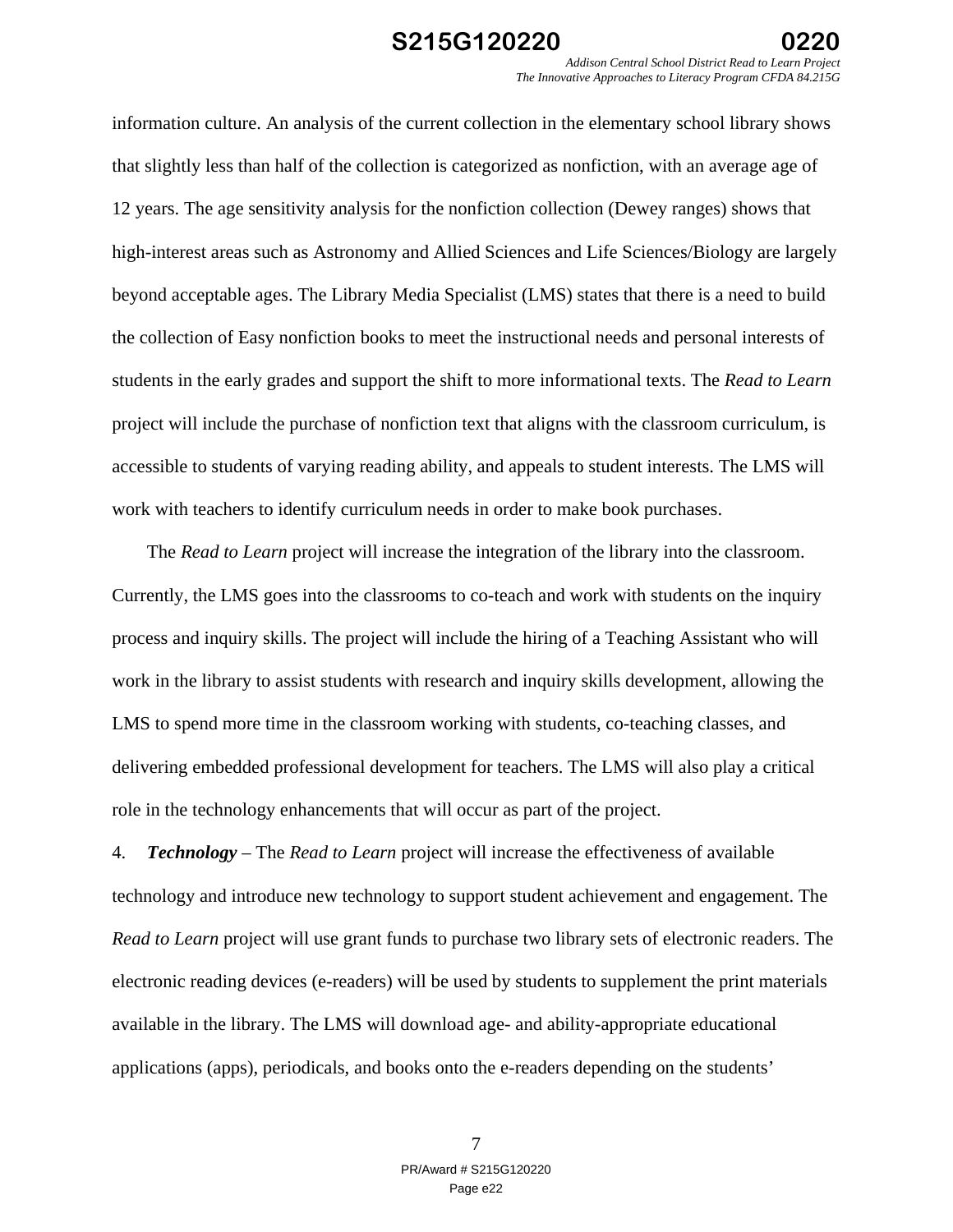information culture. An analysis of the current collection in the elementary school library shows that slightly less than half of the collection is categorized as nonfiction, with an average age of 12 years. The age sensitivity analysis for the nonfiction collection (Dewey ranges) shows that high-interest areas such as Astronomy and Allied Sciences and Life Sciences/Biology are largely beyond acceptable ages. The Library Media Specialist (LMS) states that there is a need to build the collection of Easy nonfiction books to meet the instructional needs and personal interests of students in the early grades and support the shift to more informational texts. The *Read to Learn* project will include the purchase of nonfiction text that aligns with the classroom curriculum, is accessible to students of varying reading ability, and appeals to student interests. The LMS will work with teachers to identify curriculum needs in order to make book purchases.

The *Read to Learn* project will increase the integration of the library into the classroom. Currently, the LMS goes into the classrooms to co-teach and work with students on the inquiry process and inquiry skills. The project will include the hiring of a Teaching Assistant who will work in the library to assist students with research and inquiry skills development, allowing the LMS to spend more time in the classroom working with students, co-teaching classes, and delivering embedded professional development for teachers. The LMS will also play a critical role in the technology enhancements that will occur as part of the project.

4. ***Technology*** – The *Read to Learn* project will increase the effectiveness of available technology and introduce new technology to support student achievement and engagement. The *Read to Learn* project will use grant funds to purchase two library sets of electronic readers. The electronic reading devices (e-readers) will be used by students to supplement the print materials available in the library. The LMS will download age- and ability-appropriate educational applications (apps), periodicals, and books onto the e-readers depending on the students'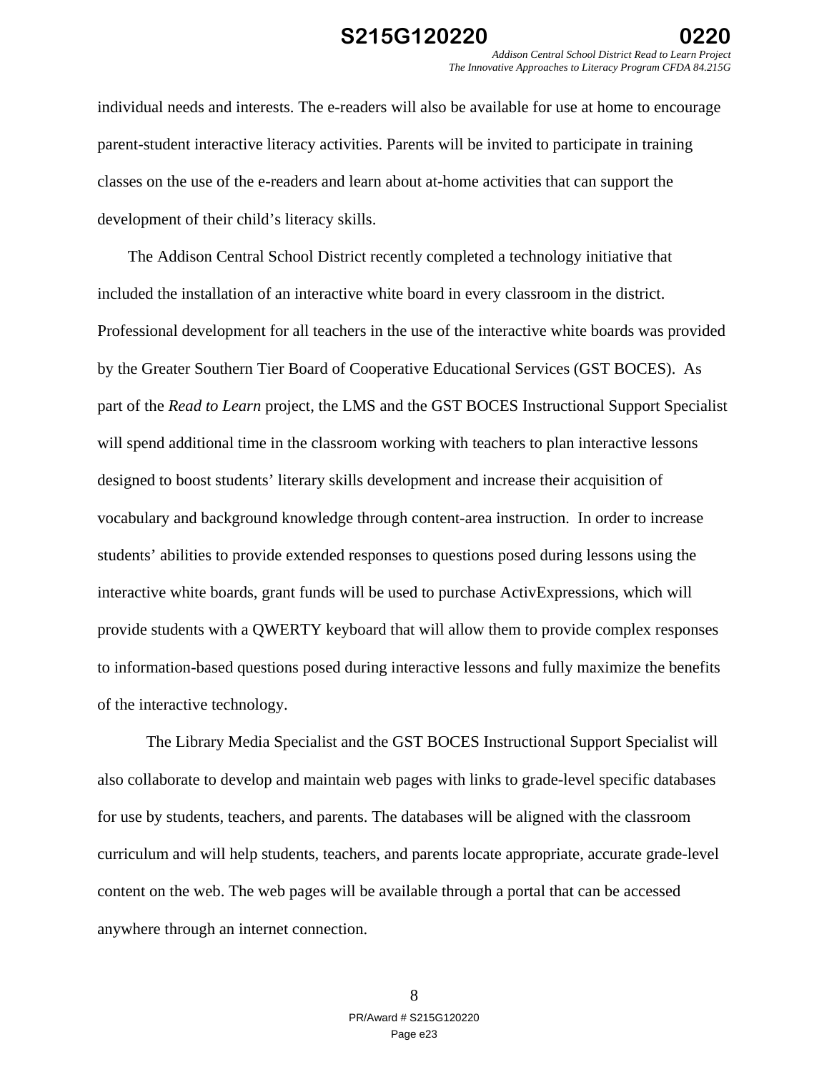individual needs and interests. The e-readers will also be available for use at home to encourage parent-student interactive literacy activities. Parents will be invited to participate in training classes on the use of the e-readers and learn about at-home activities that can support the development of their child's literacy skills.

The Addison Central School District recently completed a technology initiative that included the installation of an interactive white board in every classroom in the district. Professional development for all teachers in the use of the interactive white boards was provided by the Greater Southern Tier Board of Cooperative Educational Services (GST BOCES). As part of the *Read to Learn* project, the LMS and the GST BOCES Instructional Support Specialist will spend additional time in the classroom working with teachers to plan interactive lessons designed to boost students' literary skills development and increase their acquisition of vocabulary and background knowledge through content-area instruction. In order to increase students' abilities to provide extended responses to questions posed during lessons using the interactive white boards, grant funds will be used to purchase ActivExpressions, which will provide students with a QWERTY keyboard that will allow them to provide complex responses to information-based questions posed during interactive lessons and fully maximize the benefits of the interactive technology.

The Library Media Specialist and the GST BOCES Instructional Support Specialist will also collaborate to develop and maintain web pages with links to grade-level specific databases for use by students, teachers, and parents. The databases will be aligned with the classroom curriculum and will help students, teachers, and parents locate appropriate, accurate grade-level content on the web. The web pages will be available through a portal that can be accessed anywhere through an internet connection.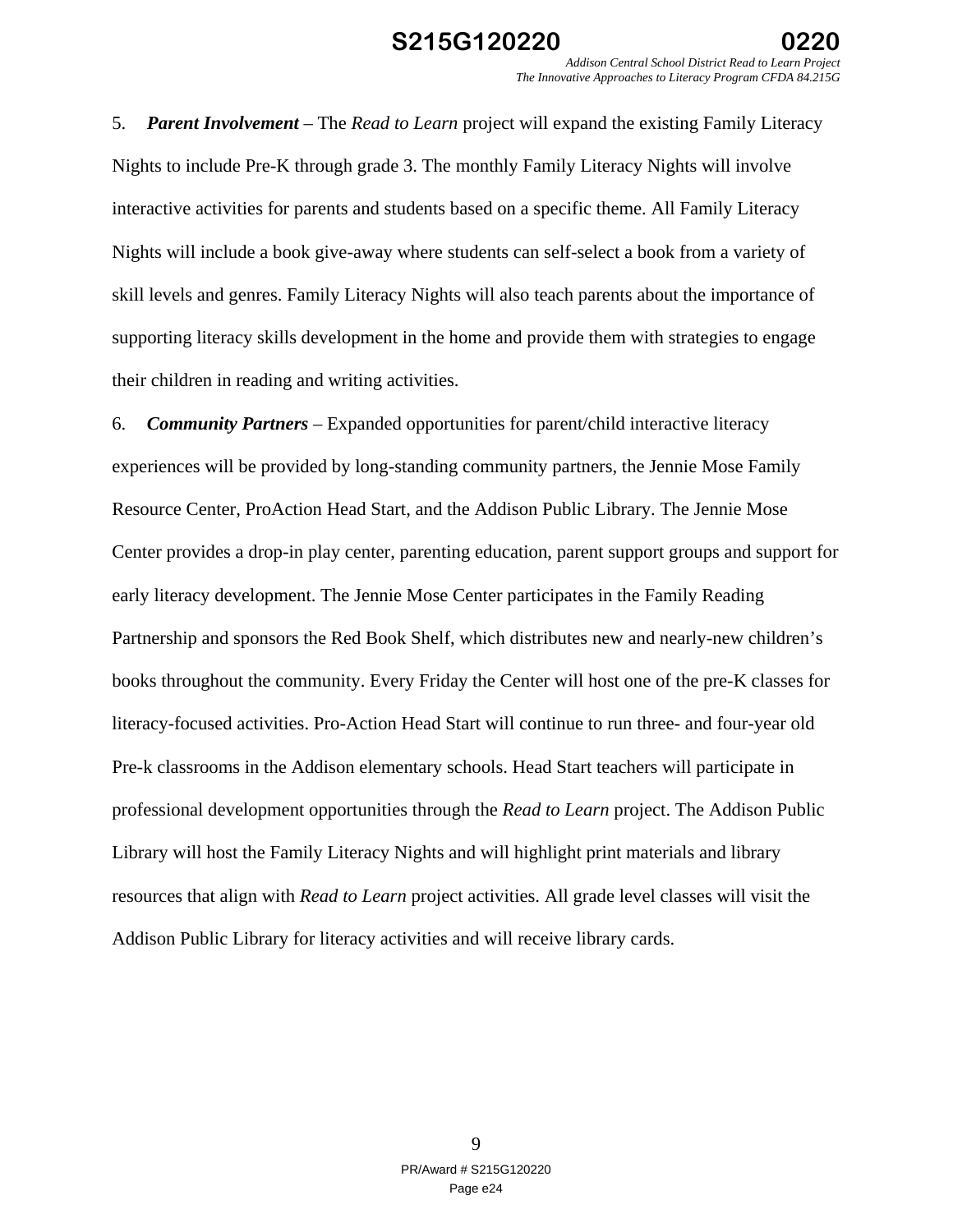5. ***Parent Involvement*** – The *Read to Learn* project will expand the existing Family Literacy Nights to include Pre-K through grade 3. The monthly Family Literacy Nights will involve interactive activities for parents and students based on a specific theme. All Family Literacy Nights will include a book give-away where students can self-select a book from a variety of skill levels and genres. Family Literacy Nights will also teach parents about the importance of supporting literacy skills development in the home and provide them with strategies to engage their children in reading and writing activities.

6. ***Community Partners*** – Expanded opportunities for parent/child interactive literacy experiences will be provided by long-standing community partners, the Jennie Mose Family Resource Center, ProAction Head Start, and the Addison Public Library. The Jennie Mose Center provides a drop-in play center, parenting education, parent support groups and support for early literacy development. The Jennie Mose Center participates in the Family Reading Partnership and sponsors the Red Book Shelf, which distributes new and nearly-new children's books throughout the community. Every Friday the Center will host one of the pre-K classes for literacy-focused activities. Pro-Action Head Start will continue to run three- and four-year old Pre-k classrooms in the Addison elementary schools. Head Start teachers will participate in professional development opportunities through the *Read to Learn* project. The Addison Public Library will host the Family Literacy Nights and will highlight print materials and library resources that align with *Read to Learn* project activities. All grade level classes will visit the Addison Public Library for literacy activities and will receive library cards.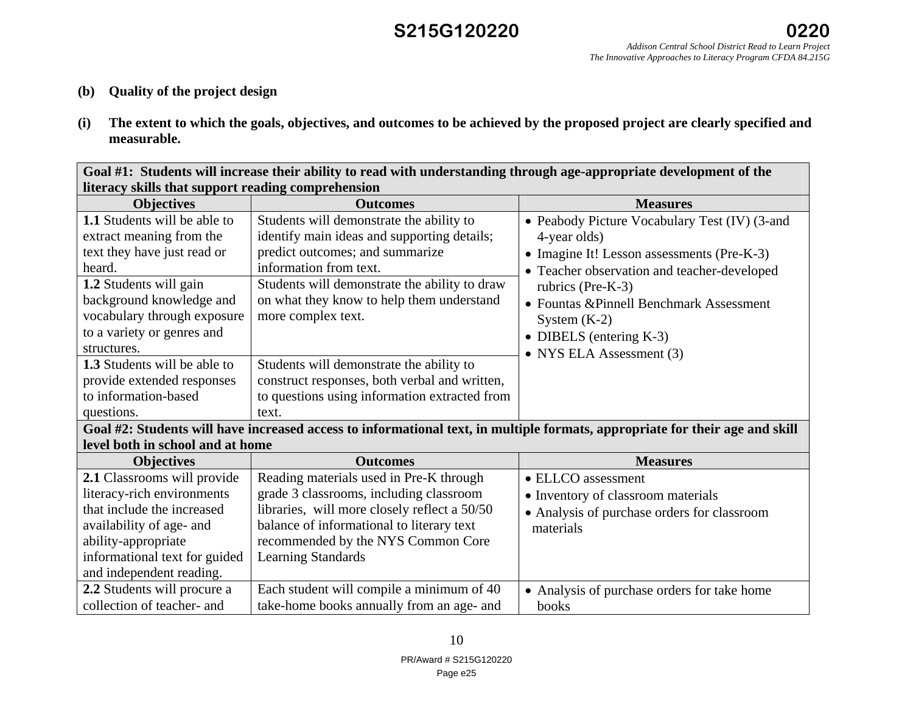**(b) Quality of the project design**

**(i) The extent to which the goals, objectives, and outcomes to be achieved by the proposed project are clearly specified and measurable.**

| **Goal #1: Students will increase their ability to read with understanding through age-appropriate development of the literacy skills that support reading comprehension** | | |
|---|---|---|
| **Objectives** | **Outcomes** | **Measures** |
| **1.1** Students will be able to extract meaning from the text they have just read or heard. | Students will demonstrate the ability to identify main ideas and supporting details; predict outcomes; and summarize information from text. | • Peabody Picture Vocabulary Test (IV) (3-and 4-year olds)<br>• Imagine It! Lesson assessments (Pre-K-3)<br>• Teacher observation and teacher-developed rubrics (Pre-K-3)<br>• Fountas &Pinnell Benchmark Assessment System (K-2)<br>• DIBELS (entering K-3)<br>• NYS ELA Assessment (3) |
| **1.2** Students will gain background knowledge and vocabulary through exposure to a variety or genres and structures. | Students will demonstrate the ability to draw on what they know to help them understand more complex text. | |
| **1.3** Students will be able to provide extended responses to information-based questions. | Students will demonstrate the ability to construct responses, both verbal and written, to questions using information extracted from text. | |
| **Goal #2: Students will have increased access to informational text, in multiple formats, appropriate for their age and skill level both in school and at home** | | |
| **Objectives** | **Outcomes** | **Measures** |
| **2.1** Classrooms will provide literacy-rich environments that include the increased availability of age- and ability-appropriate informational text for guided and independent reading. | Reading materials used in Pre-K through grade 3 classrooms, including classroom libraries, will more closely reflect a 50/50 balance of informational to literary text recommended by the NYS Common Core Learning Standards | • ELLCO assessment<br>• Inventory of classroom materials<br>• Analysis of purchase orders for classroom materials |
| **2.2** Students will procure a collection of teacher- and | Each student will compile a minimum of 40 take-home books annually from an age- and | • Analysis of purchase orders for take home books |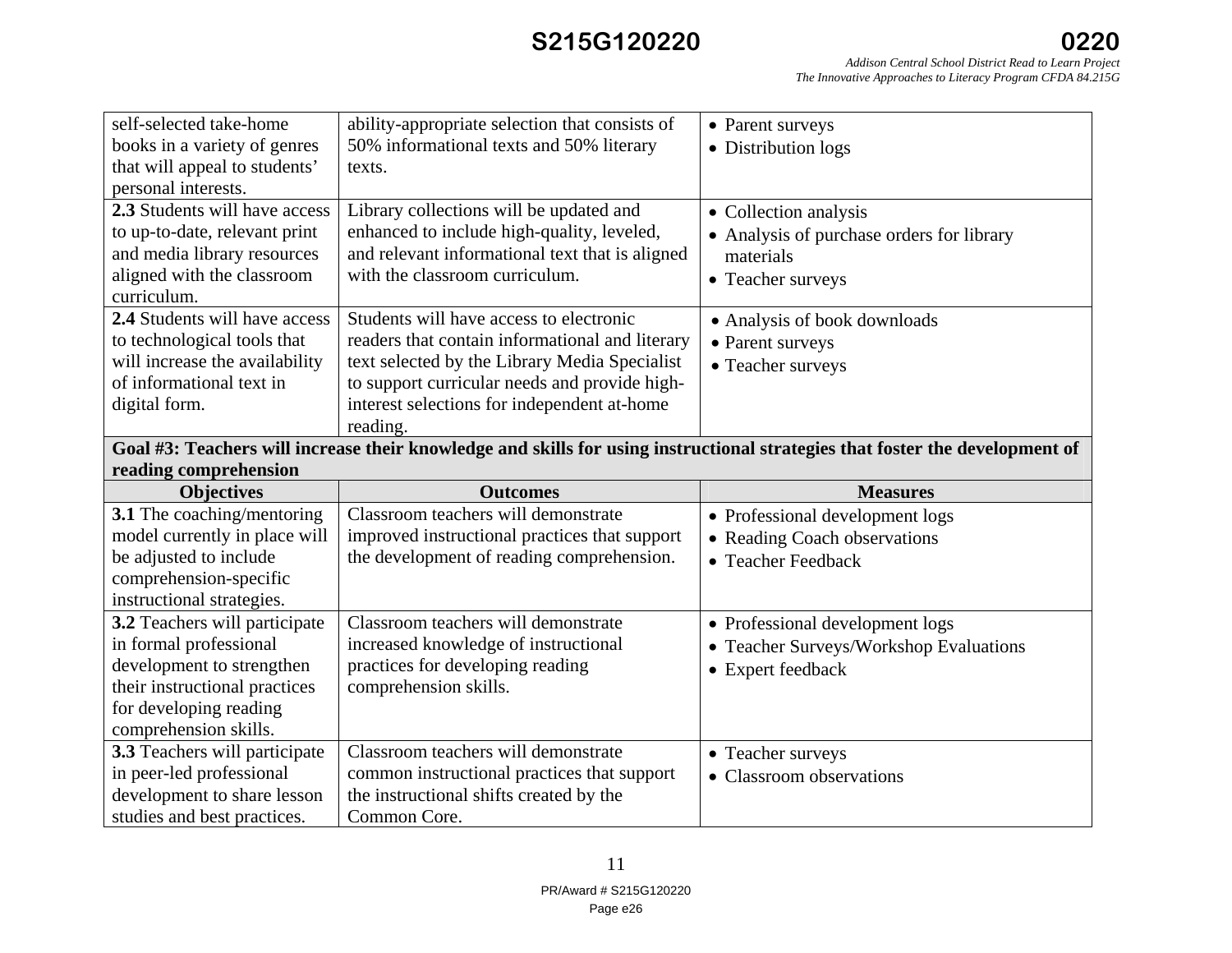| | | |
|---|---|---|
| self-selected take-home books in a variety of genres that will appeal to students' personal interests. | ability-appropriate selection that consists of 50% informational texts and 50% literary texts. | • Parent surveys<br>• Distribution logs |
| **2.3** Students will have access to up-to-date, relevant print and media library resources aligned with the classroom curriculum. | Library collections will be updated and enhanced to include high-quality, leveled, and relevant informational text that is aligned with the classroom curriculum. | • Collection analysis<br>• Analysis of purchase orders for library materials<br>• Teacher surveys |
| **2.4** Students will have access to technological tools that will increase the availability of informational text in digital form. | Students will have access to electronic readers that contain informational and literary text selected by the Library Media Specialist to support curricular needs and provide high-interest selections for independent at-home reading. | • Analysis of book downloads<br>• Parent surveys<br>• Teacher surveys |
| **Goal #3: Teachers will increase their knowledge and skills for using instructional strategies that foster the development of reading comprehension** | | |
| **Objectives** | **Outcomes** | **Measures** |
| **3.1** The coaching/mentoring model currently in place will be adjusted to include comprehension-specific instructional strategies. | Classroom teachers will demonstrate improved instructional practices that support the development of reading comprehension. | • Professional development logs<br>• Reading Coach observations<br>• Teacher Feedback |
| **3.2** Teachers will participate in formal professional development to strengthen their instructional practices for developing reading comprehension skills. | Classroom teachers will demonstrate increased knowledge of instructional practices for developing reading comprehension skills. | • Professional development logs<br>• Teacher Surveys/Workshop Evaluations<br>• Expert feedback |
| **3.3** Teachers will participate in peer-led professional development to share lesson studies and best practices. | Classroom teachers will demonstrate common instructional practices that support the instructional shifts created by the Common Core. | • Teacher surveys<br>• Classroom observations |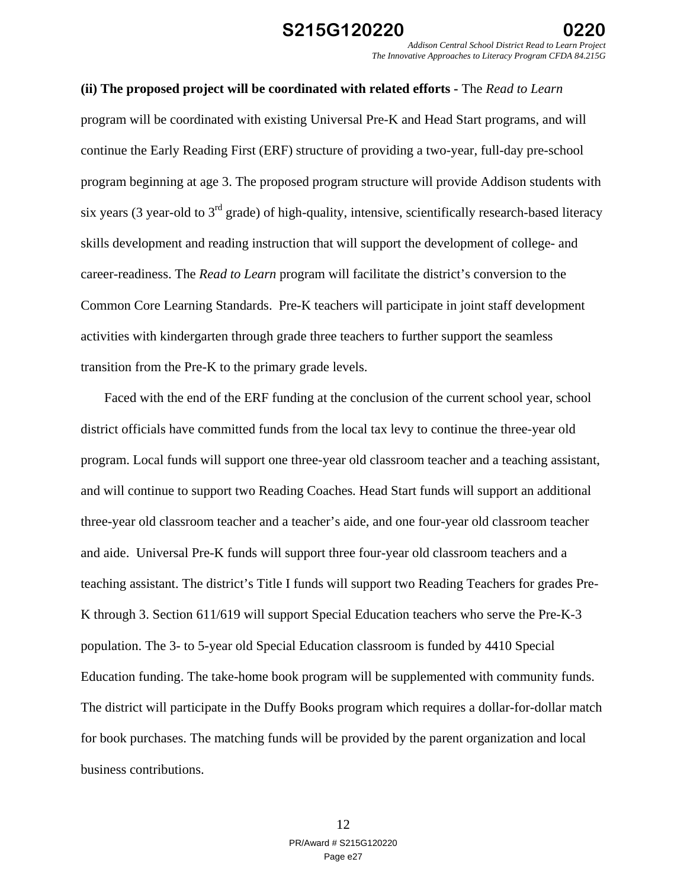**(ii) The proposed project will be coordinated with related efforts -** The *Read to Learn* program will be coordinated with existing Universal Pre-K and Head Start programs, and will continue the Early Reading First (ERF) structure of providing a two-year, full-day pre-school program beginning at age 3. The proposed program structure will provide Addison students with six years (3 year-old to 3rd grade) of high-quality, intensive, scientifically research-based literacy skills development and reading instruction that will support the development of college- and career-readiness. The *Read to Learn* program will facilitate the district's conversion to the Common Core Learning Standards. Pre-K teachers will participate in joint staff development activities with kindergarten through grade three teachers to further support the seamless transition from the Pre-K to the primary grade levels.

Faced with the end of the ERF funding at the conclusion of the current school year, school district officials have committed funds from the local tax levy to continue the three-year old program. Local funds will support one three-year old classroom teacher and a teaching assistant, and will continue to support two Reading Coaches. Head Start funds will support an additional three-year old classroom teacher and a teacher's aide, and one four-year old classroom teacher and aide. Universal Pre-K funds will support three four-year old classroom teachers and a teaching assistant. The district's Title I funds will support two Reading Teachers for grades Pre-K through 3. Section 611/619 will support Special Education teachers who serve the Pre-K-3 population. The 3- to 5-year old Special Education classroom is funded by 4410 Special Education funding. The take-home book program will be supplemented with community funds. The district will participate in the Duffy Books program which requires a dollar-for-dollar match for book purchases. The matching funds will be provided by the parent organization and local business contributions.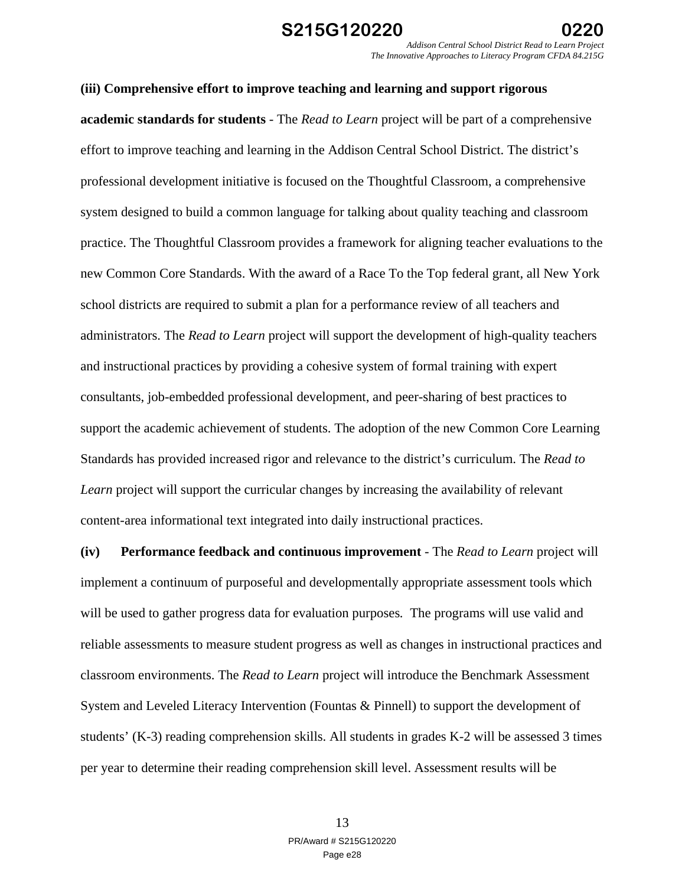**(iii) Comprehensive effort to improve teaching and learning and support rigorous academic standards for students** - The *Read to Learn* project will be part of a comprehensive effort to improve teaching and learning in the Addison Central School District. The district's professional development initiative is focused on the Thoughtful Classroom, a comprehensive system designed to build a common language for talking about quality teaching and classroom practice. The Thoughtful Classroom provides a framework for aligning teacher evaluations to the new Common Core Standards. With the award of a Race To the Top federal grant, all New York school districts are required to submit a plan for a performance review of all teachers and administrators. The *Read to Learn* project will support the development of high-quality teachers and instructional practices by providing a cohesive system of formal training with expert consultants, job-embedded professional development, and peer-sharing of best practices to support the academic achievement of students. The adoption of the new Common Core Learning Standards has provided increased rigor and relevance to the district's curriculum. The *Read to Learn* project will support the curricular changes by increasing the availability of relevant content-area informational text integrated into daily instructional practices.

**(iv) Performance feedback and continuous improvement** - The *Read to Learn* project will implement a continuum of purposeful and developmentally appropriate assessment tools which will be used to gather progress data for evaluation purposes. The programs will use valid and reliable assessments to measure student progress as well as changes in instructional practices and classroom environments. The *Read to Learn* project will introduce the Benchmark Assessment System and Leveled Literacy Intervention (Fountas & Pinnell) to support the development of students' (K-3) reading comprehension skills. All students in grades K-2 will be assessed 3 times per year to determine their reading comprehension skill level. Assessment results will be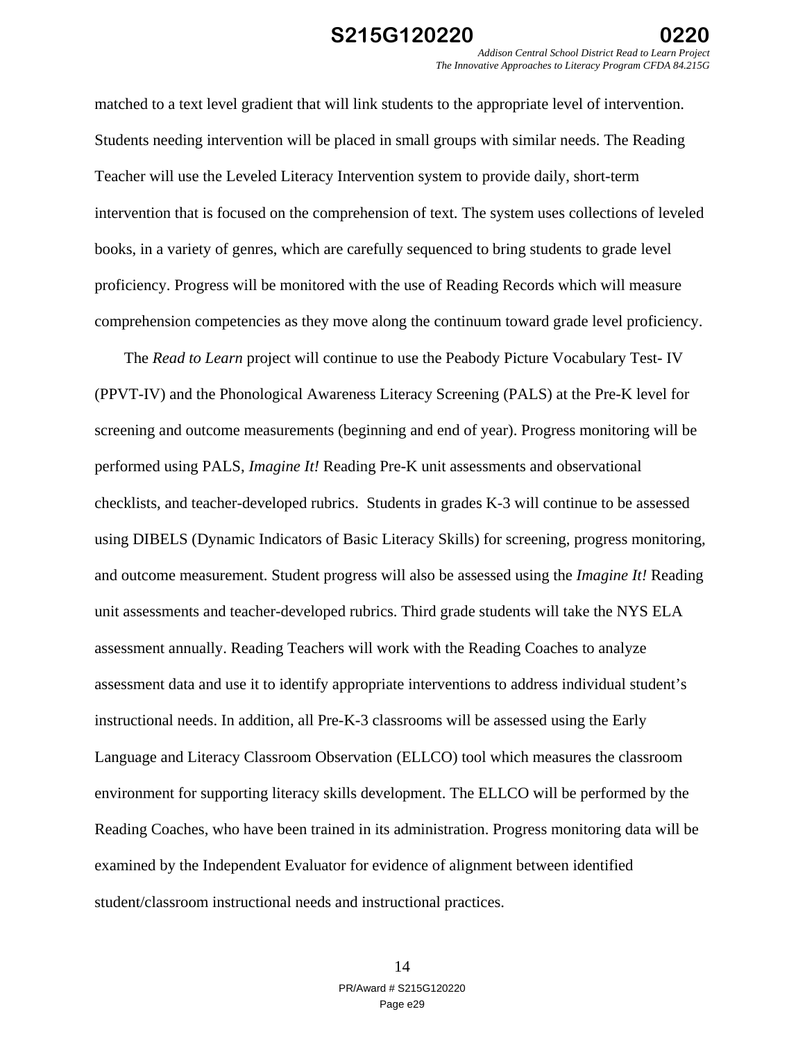matched to a text level gradient that will link students to the appropriate level of intervention. Students needing intervention will be placed in small groups with similar needs. The Reading Teacher will use the Leveled Literacy Intervention system to provide daily, short-term intervention that is focused on the comprehension of text. The system uses collections of leveled books, in a variety of genres, which are carefully sequenced to bring students to grade level proficiency. Progress will be monitored with the use of Reading Records which will measure comprehension competencies as they move along the continuum toward grade level proficiency.

The *Read to Learn* project will continue to use the Peabody Picture Vocabulary Test- IV (PPVT-IV) and the Phonological Awareness Literacy Screening (PALS) at the Pre-K level for screening and outcome measurements (beginning and end of year). Progress monitoring will be performed using PALS, *Imagine It!* Reading Pre-K unit assessments and observational checklists, and teacher-developed rubrics. Students in grades K-3 will continue to be assessed using DIBELS (Dynamic Indicators of Basic Literacy Skills) for screening, progress monitoring, and outcome measurement. Student progress will also be assessed using the *Imagine It!* Reading unit assessments and teacher-developed rubrics. Third grade students will take the NYS ELA assessment annually. Reading Teachers will work with the Reading Coaches to analyze assessment data and use it to identify appropriate interventions to address individual student's instructional needs. In addition, all Pre-K-3 classrooms will be assessed using the Early Language and Literacy Classroom Observation (ELLCO) tool which measures the classroom environment for supporting literacy skills development. The ELLCO will be performed by the Reading Coaches, who have been trained in its administration. Progress monitoring data will be examined by the Independent Evaluator for evidence of alignment between identified student/classroom instructional needs and instructional practices.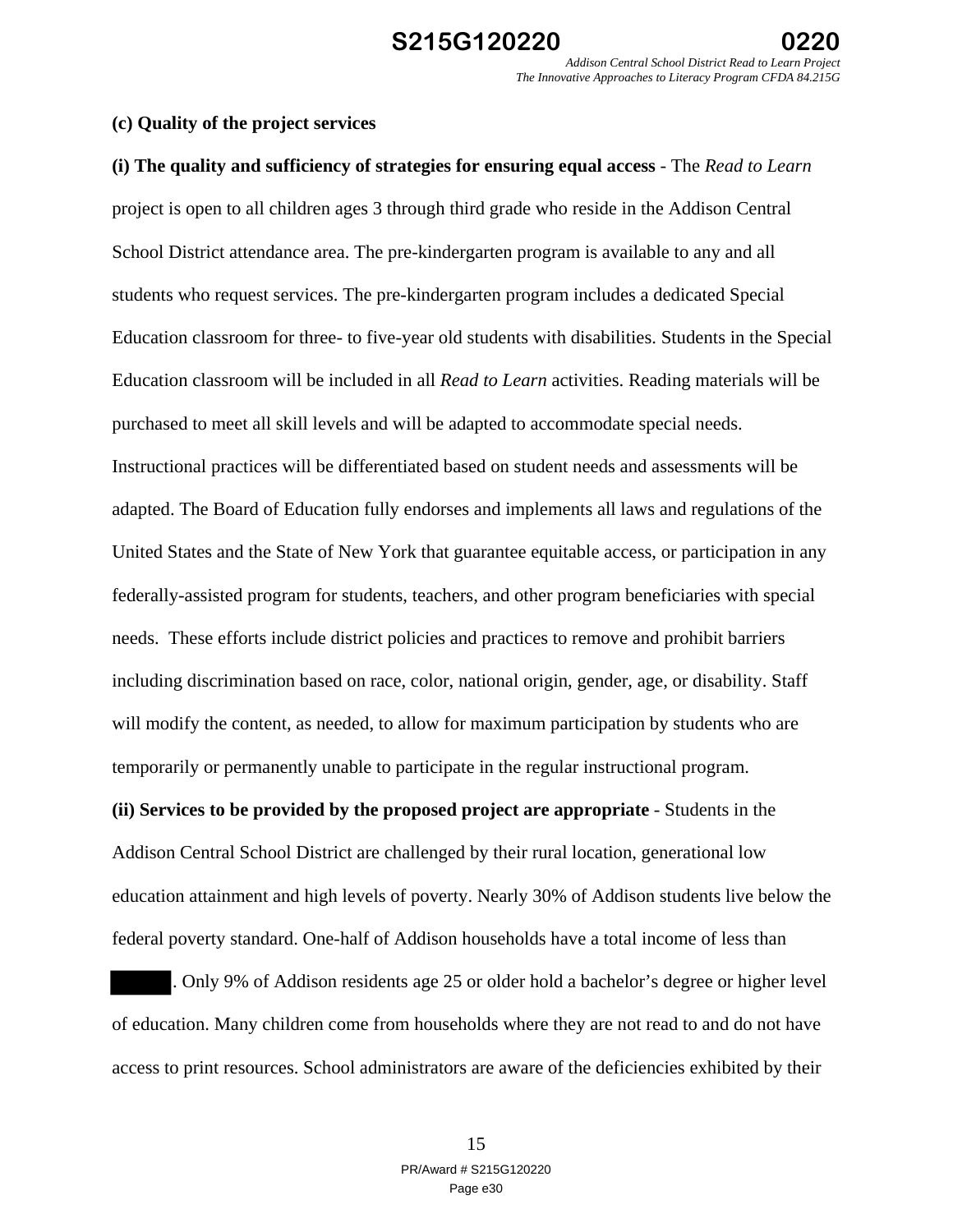**(c) Quality of the project services**

**(i) The quality and sufficiency of strategies for ensuring equal access** - The *Read to Learn* project is open to all children ages 3 through third grade who reside in the Addison Central School District attendance area. The pre-kindergarten program is available to any and all students who request services. The pre-kindergarten program includes a dedicated Special Education classroom for three- to five-year old students with disabilities. Students in the Special Education classroom will be included in all *Read to Learn* activities. Reading materials will be purchased to meet all skill levels and will be adapted to accommodate special needs. Instructional practices will be differentiated based on student needs and assessments will be adapted. The Board of Education fully endorses and implements all laws and regulations of the United States and the State of New York that guarantee equitable access, or participation in any federally-assisted program for students, teachers, and other program beneficiaries with special needs. These efforts include district policies and practices to remove and prohibit barriers including discrimination based on race, color, national origin, gender, age, or disability. Staff will modify the content, as needed, to allow for maximum participation by students who are temporarily or permanently unable to participate in the regular instructional program.

**(ii) Services to be provided by the proposed project are appropriate** - Students in the Addison Central School District are challenged by their rural location, generational low education attainment and high levels of poverty. Nearly 30% of Addison students live below the federal poverty standard. One-half of Addison households have a total income of less than [REDACTED]. Only 9% of Addison residents age 25 or older hold a bachelor's degree or higher level of education. Many children come from households where they are not read to and do not have access to print resources. School administrators are aware of the deficiencies exhibited by their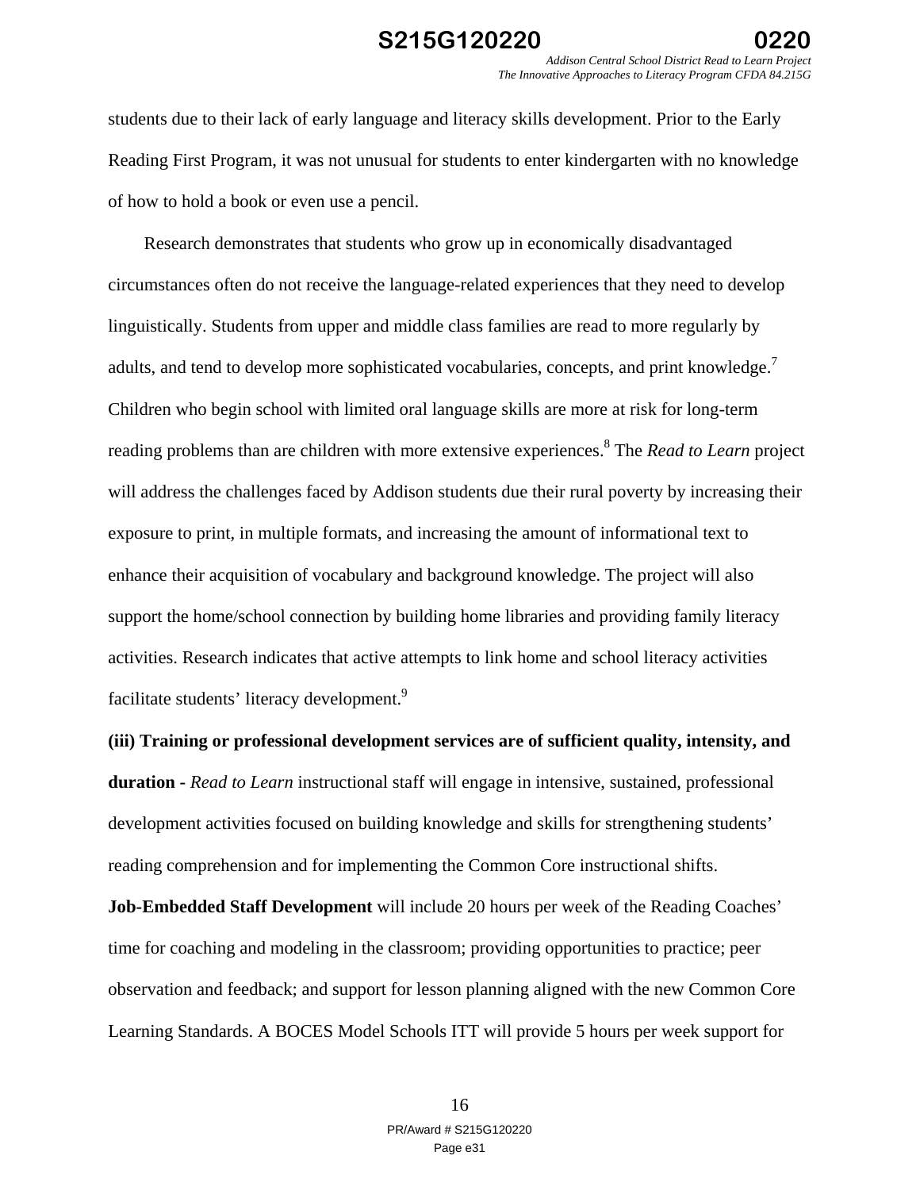students due to their lack of early language and literacy skills development. Prior to the Early Reading First Program, it was not unusual for students to enter kindergarten with no knowledge of how to hold a book or even use a pencil.

Research demonstrates that students who grow up in economically disadvantaged circumstances often do not receive the language-related experiences that they need to develop linguistically. Students from upper and middle class families are read to more regularly by adults, and tend to develop more sophisticated vocabularies, concepts, and print knowledge.[7] Children who begin school with limited oral language skills are more at risk for long-term reading problems than are children with more extensive experiences.[8] The *Read to Learn* project will address the challenges faced by Addison students due their rural poverty by increasing their exposure to print, in multiple formats, and increasing the amount of informational text to enhance their acquisition of vocabulary and background knowledge. The project will also support the home/school connection by building home libraries and providing family literacy activities. Research indicates that active attempts to link home and school literacy activities facilitate students' literacy development.[9]

**(iii) Training or professional development services are of sufficient quality, intensity, and duration -** *Read to Learn* instructional staff will engage in intensive, sustained, professional development activities focused on building knowledge and skills for strengthening students' reading comprehension and for implementing the Common Core instructional shifts.

**Job-Embedded Staff Development** will include 20 hours per week of the Reading Coaches' time for coaching and modeling in the classroom; providing opportunities to practice; peer observation and feedback; and support for lesson planning aligned with the new Common Core Learning Standards. A BOCES Model Schools ITT will provide 5 hours per week support for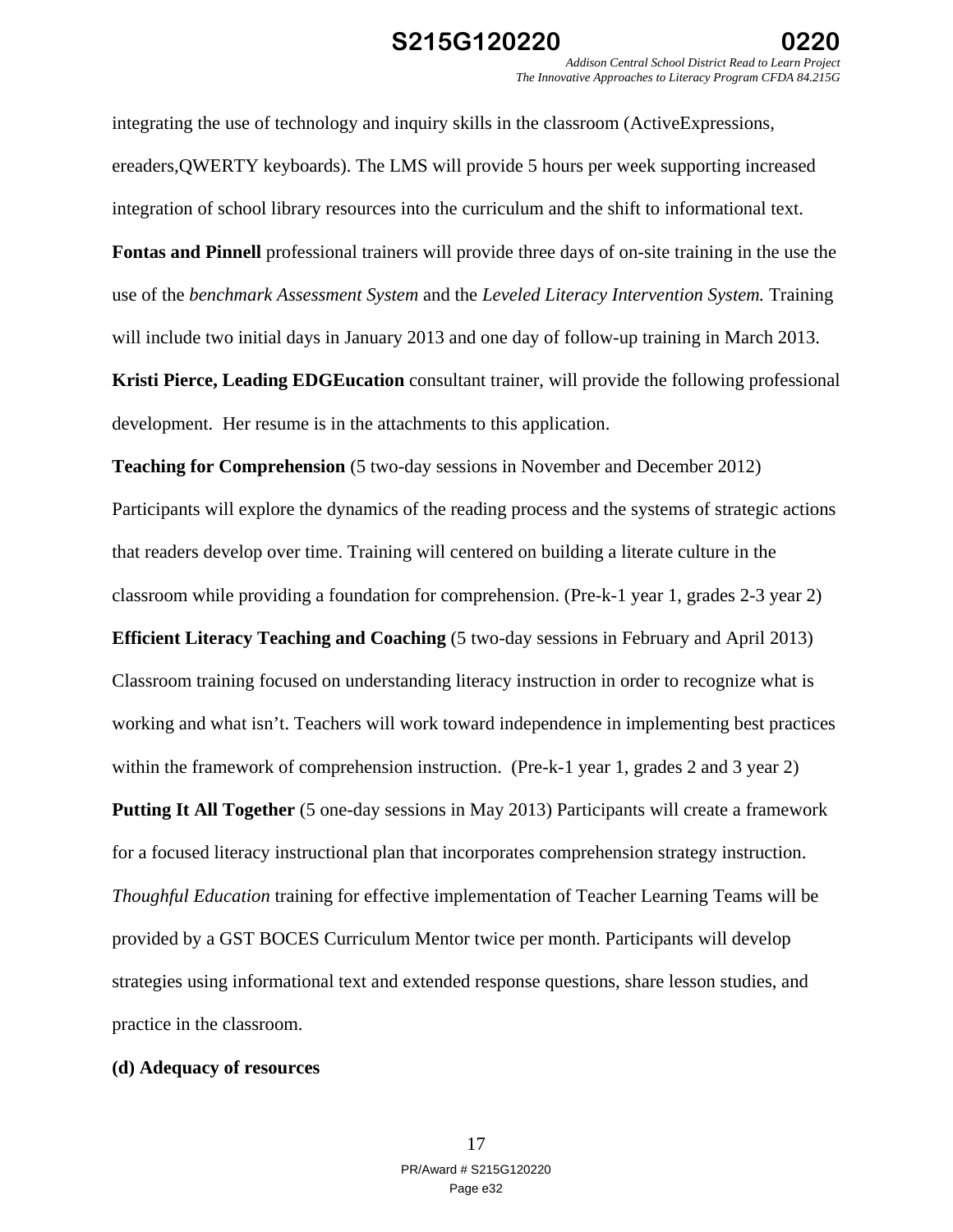integrating the use of technology and inquiry skills in the classroom (ActiveExpressions, ereaders,QWERTY keyboards). The LMS will provide 5 hours per week supporting increased integration of school library resources into the curriculum and the shift to informational text.

**Fontas and Pinnell** professional trainers will provide three days of on-site training in the use the use of the *benchmark Assessment System* and the *Leveled Literacy Intervention System.* Training will include two initial days in January 2013 and one day of follow-up training in March 2013.

**Kristi Pierce, Leading EDGEucation** consultant trainer, will provide the following professional development. Her resume is in the attachments to this application.

**Teaching for Comprehension** (5 two-day sessions in November and December 2012) Participants will explore the dynamics of the reading process and the systems of strategic actions that readers develop over time. Training will centered on building a literate culture in the classroom while providing a foundation for comprehension. (Pre-k-1 year 1, grades 2-3 year 2)

**Efficient Literacy Teaching and Coaching** (5 two-day sessions in February and April 2013) Classroom training focused on understanding literacy instruction in order to recognize what is working and what isn't. Teachers will work toward independence in implementing best practices within the framework of comprehension instruction. (Pre-k-1 year 1, grades 2 and 3 year 2)

**Putting It All Together** (5 one-day sessions in May 2013) Participants will create a framework for a focused literacy instructional plan that incorporates comprehension strategy instruction.

*Thoughful Education* training for effective implementation of Teacher Learning Teams will be provided by a GST BOCES Curriculum Mentor twice per month. Participants will develop strategies using informational text and extended response questions, share lesson studies, and practice in the classroom.

**(d) Adequacy of resources**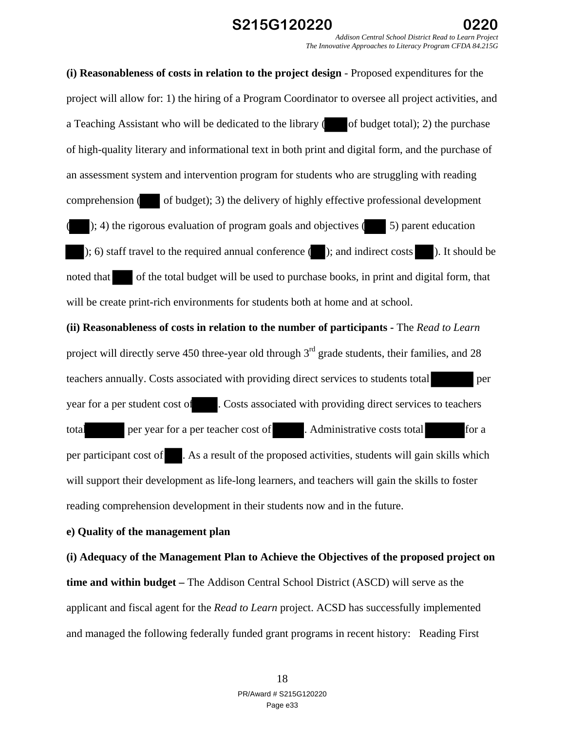**(i) Reasonableness of costs in relation to the project design** - Proposed expenditures for the project will allow for: 1) the hiring of a Program Coordinator to oversee all project activities, and a Teaching Assistant who will be dedicated to the library ( of budget total); 2) the purchase of high-quality literary and informational text in both print and digital form, and the purchase of an assessment system and intervention program for students who are struggling with reading comprehension ( of budget); 3) the delivery of highly effective professional development ( ); 4) the rigorous evaluation of program goals and objectives ( 5) parent education ); 6) staff travel to the required annual conference ( ); and indirect costs ). It should be noted that of the total budget will be used to purchase books, in print and digital form, that will be create print-rich environments for students both at home and at school.

**(ii) Reasonableness of costs in relation to the number of participants -** The *Read to Learn* project will directly serve 450 three-year old through 3rd grade students, their families, and 28 teachers annually. Costs associated with providing direct services to students total per year for a per student cost of . Costs associated with providing direct services to teachers total per year for a per teacher cost of . Administrative costs total for a per participant cost of . As a result of the proposed activities, students will gain skills which will support their development as life-long learners, and teachers will gain the skills to foster reading comprehension development in their students now and in the future.

**e) Quality of the management plan**

**(i) Adequacy of the Management Plan to Achieve the Objectives of the proposed project on time and within budget –** The Addison Central School District (ASCD) will serve as the applicant and fiscal agent for the *Read to Learn* project. ACSD has successfully implemented and managed the following federally funded grant programs in recent history: Reading First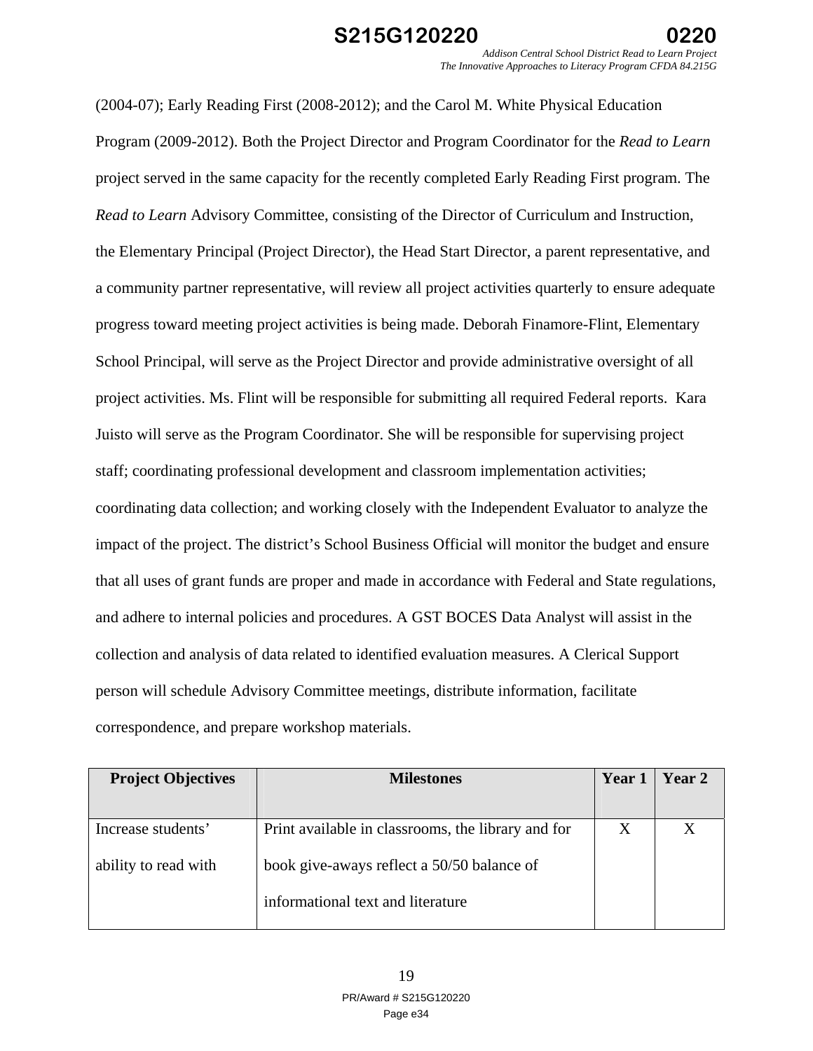(2004-07); Early Reading First (2008-2012); and the Carol M. White Physical Education Program (2009-2012). Both the Project Director and Program Coordinator for the *Read to Learn* project served in the same capacity for the recently completed Early Reading First program. The *Read to Learn* Advisory Committee, consisting of the Director of Curriculum and Instruction, the Elementary Principal (Project Director), the Head Start Director, a parent representative, and a community partner representative, will review all project activities quarterly to ensure adequate progress toward meeting project activities is being made. Deborah Finamore-Flint, Elementary School Principal, will serve as the Project Director and provide administrative oversight of all project activities. Ms. Flint will be responsible for submitting all required Federal reports. Kara Juisto will serve as the Program Coordinator. She will be responsible for supervising project staff; coordinating professional development and classroom implementation activities; coordinating data collection; and working closely with the Independent Evaluator to analyze the impact of the project. The district's School Business Official will monitor the budget and ensure that all uses of grant funds are proper and made in accordance with Federal and State regulations, and adhere to internal policies and procedures. A GST BOCES Data Analyst will assist in the collection and analysis of data related to identified evaluation measures. A Clerical Support person will schedule Advisory Committee meetings, distribute information, facilitate correspondence, and prepare workshop materials.

| Project Objectives | Milestones | Year 1 | Year 2 |
| --- | --- | --- | --- |
| Increase students' ability to read with | Print available in classrooms, the library and for book give-aways reflect a 50/50 balance of informational text and literature | X | X |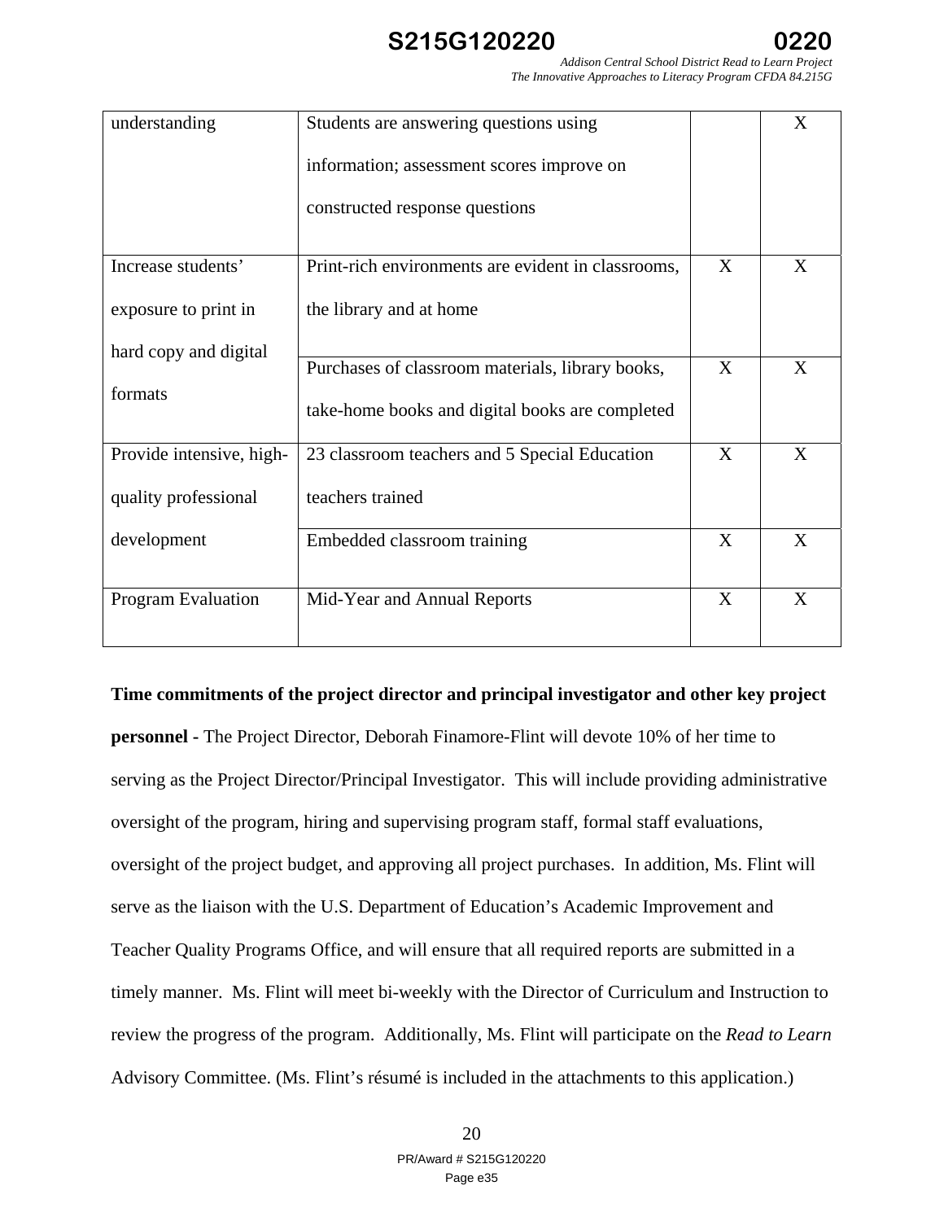| | | | |
|---|---|---|---|
| understanding | Students are answering questions using information; assessment scores improve on constructed response questions | | X |
| Increase students' exposure to print in hard copy and digital formats | Print-rich environments are evident in classrooms, the library and at home | X | X |
| | Purchases of classroom materials, library books, take-home books and digital books are completed | X | X |
| Provide intensive, high-quality professional development | 23 classroom teachers and 5 Special Education teachers trained | X | X |
| | Embedded classroom training | X | X |
| Program Evaluation | Mid-Year and Annual Reports | X | X |

**Time commitments of the project director and principal investigator and other key project personnel -** The Project Director, Deborah Finamore-Flint will devote 10% of her time to serving as the Project Director/Principal Investigator. This will include providing administrative oversight of the program, hiring and supervising program staff, formal staff evaluations, oversight of the project budget, and approving all project purchases. In addition, Ms. Flint will serve as the liaison with the U.S. Department of Education's Academic Improvement and Teacher Quality Programs Office, and will ensure that all required reports are submitted in a timely manner. Ms. Flint will meet bi-weekly with the Director of Curriculum and Instruction to review the progress of the program. Additionally, Ms. Flint will participate on the *Read to Learn* Advisory Committee. (Ms. Flint's résumé is included in the attachments to this application.)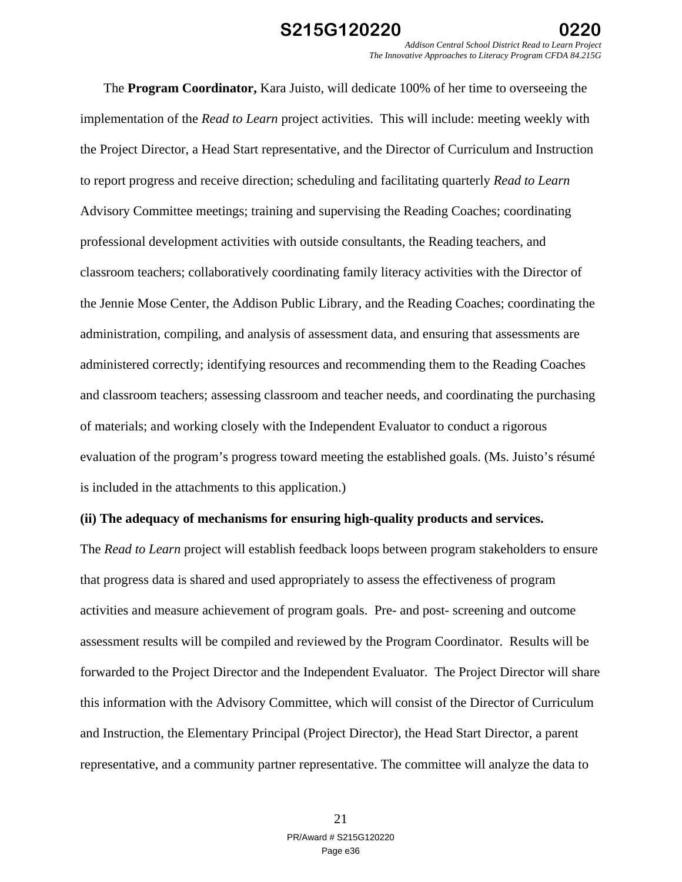The **Program Coordinator,** Kara Juisto, will dedicate 100% of her time to overseeing the implementation of the *Read to Learn* project activities. This will include: meeting weekly with the Project Director, a Head Start representative, and the Director of Curriculum and Instruction to report progress and receive direction; scheduling and facilitating quarterly *Read to Learn* Advisory Committee meetings; training and supervising the Reading Coaches; coordinating professional development activities with outside consultants, the Reading teachers, and classroom teachers; collaboratively coordinating family literacy activities with the Director of the Jennie Mose Center, the Addison Public Library, and the Reading Coaches; coordinating the administration, compiling, and analysis of assessment data, and ensuring that assessments are administered correctly; identifying resources and recommending them to the Reading Coaches and classroom teachers; assessing classroom and teacher needs, and coordinating the purchasing of materials; and working closely with the Independent Evaluator to conduct a rigorous evaluation of the program's progress toward meeting the established goals. (Ms. Juisto's résumé is included in the attachments to this application.)

**(ii) The adequacy of mechanisms for ensuring high-quality products and services.**

The *Read to Learn* project will establish feedback loops between program stakeholders to ensure that progress data is shared and used appropriately to assess the effectiveness of program activities and measure achievement of program goals. Pre- and post- screening and outcome assessment results will be compiled and reviewed by the Program Coordinator. Results will be forwarded to the Project Director and the Independent Evaluator. The Project Director will share this information with the Advisory Committee, which will consist of the Director of Curriculum and Instruction, the Elementary Principal (Project Director), the Head Start Director, a parent representative, and a community partner representative. The committee will analyze the data to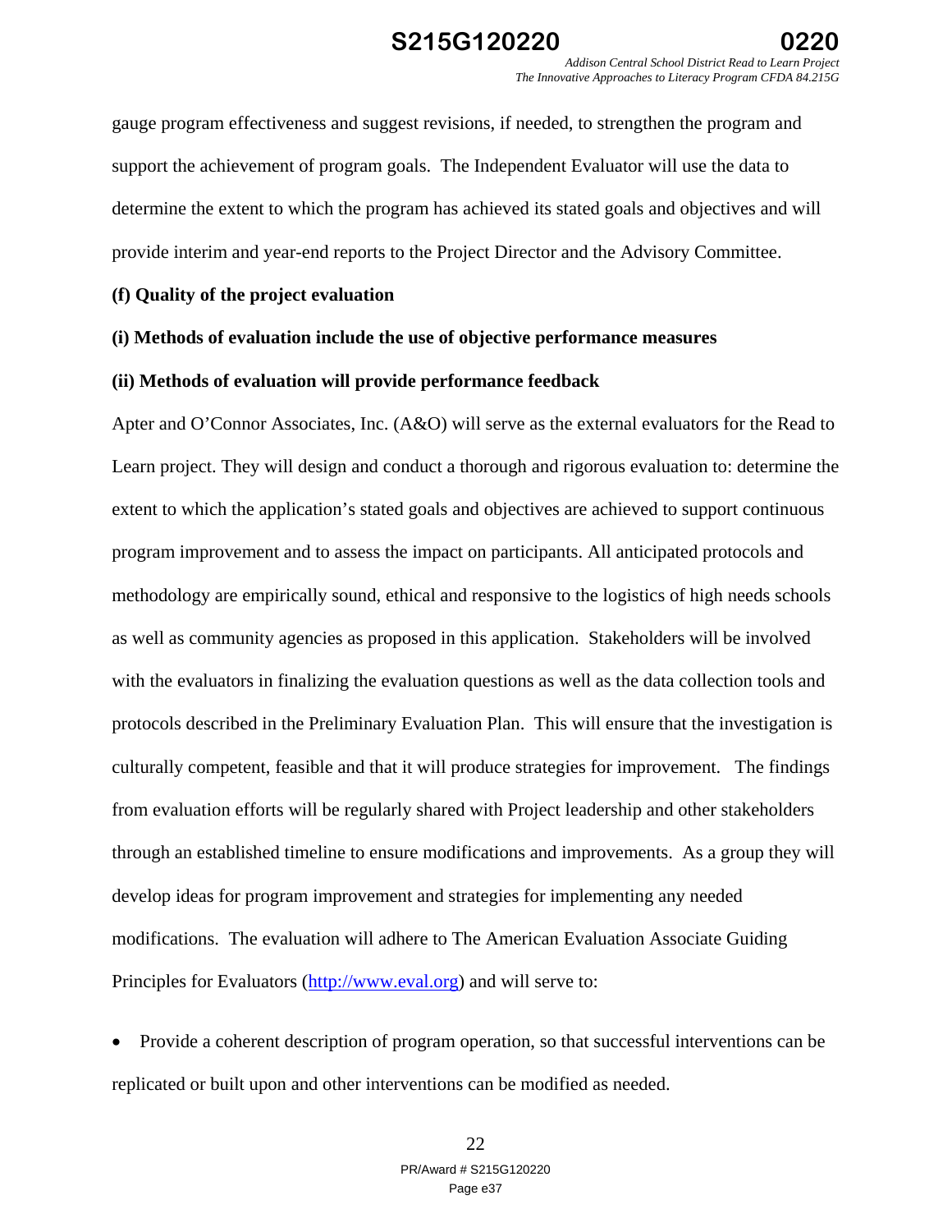gauge program effectiveness and suggest revisions, if needed, to strengthen the program and support the achievement of program goals. The Independent Evaluator will use the data to determine the extent to which the program has achieved its stated goals and objectives and will provide interim and year-end reports to the Project Director and the Advisory Committee.

**(f) Quality of the project evaluation**

**(i) Methods of evaluation include the use of objective performance measures**

**(ii) Methods of evaluation will provide performance feedback**

Apter and O'Connor Associates, Inc. (A&O) will serve as the external evaluators for the Read to Learn project. They will design and conduct a thorough and rigorous evaluation to: determine the extent to which the application's stated goals and objectives are achieved to support continuous program improvement and to assess the impact on participants. All anticipated protocols and methodology are empirically sound, ethical and responsive to the logistics of high needs schools as well as community agencies as proposed in this application. Stakeholders will be involved with the evaluators in finalizing the evaluation questions as well as the data collection tools and protocols described in the Preliminary Evaluation Plan. This will ensure that the investigation is culturally competent, feasible and that it will produce strategies for improvement. The findings from evaluation efforts will be regularly shared with Project leadership and other stakeholders through an established timeline to ensure modifications and improvements. As a group they will develop ideas for program improvement and strategies for implementing any needed modifications. The evaluation will adhere to The American Evaluation Associate Guiding Principles for Evaluators (http://www.eval.org) and will serve to:

- Provide a coherent description of program operation, so that successful interventions can be replicated or built upon and other interventions can be modified as needed.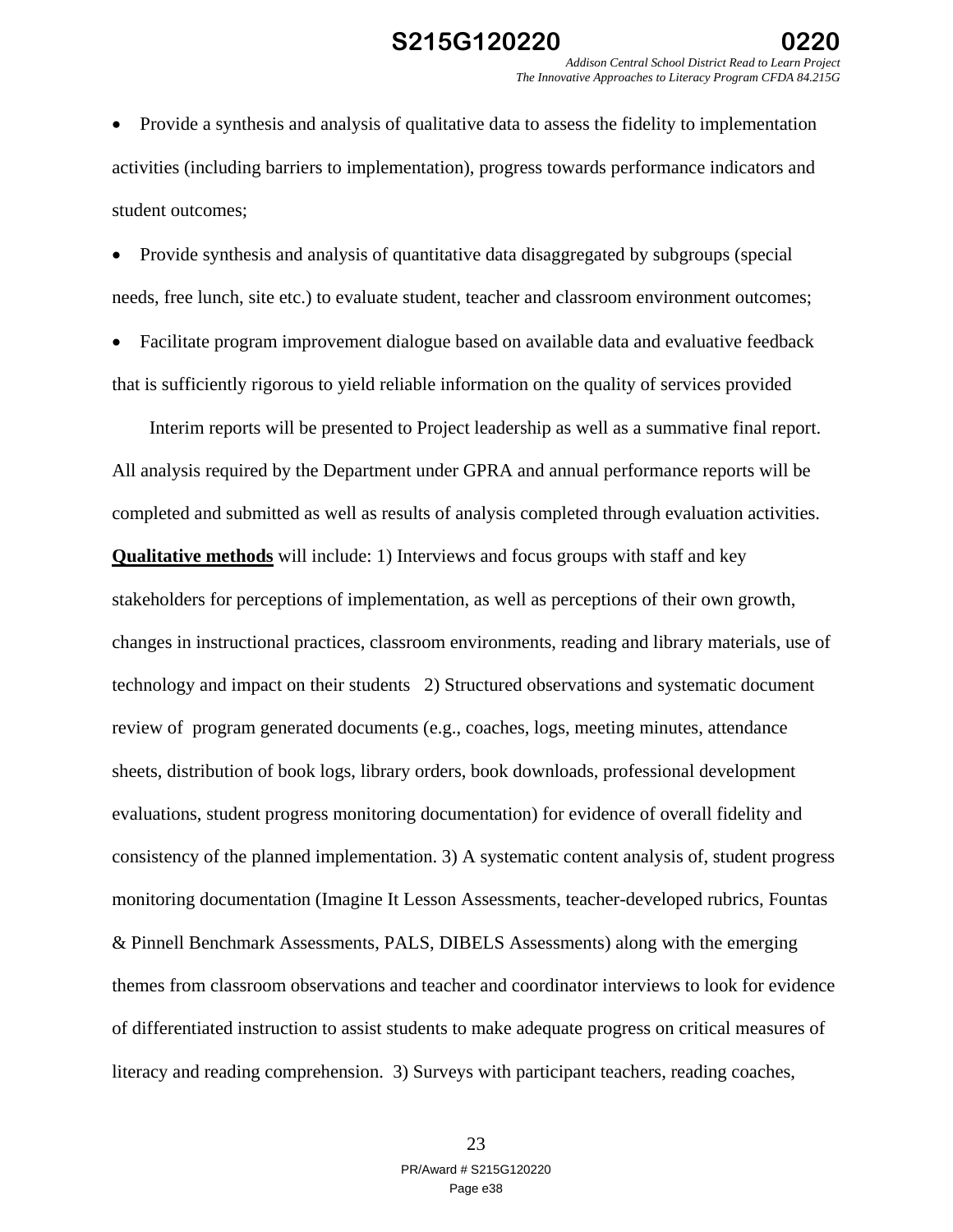- Provide a synthesis and analysis of qualitative data to assess the fidelity to implementation activities (including barriers to implementation), progress towards performance indicators and student outcomes;
- Provide synthesis and analysis of quantitative data disaggregated by subgroups (special needs, free lunch, site etc.) to evaluate student, teacher and classroom environment outcomes;
- Facilitate program improvement dialogue based on available data and evaluative feedback that is sufficiently rigorous to yield reliable information on the quality of services provided

Interim reports will be presented to Project leadership as well as a summative final report. All analysis required by the Department under GPRA and annual performance reports will be completed and submitted as well as results of analysis completed through evaluation activities. **Qualitative methods** will include: 1) Interviews and focus groups with staff and key stakeholders for perceptions of implementation, as well as perceptions of their own growth, changes in instructional practices, classroom environments, reading and library materials, use of technology and impact on their students 2) Structured observations and systematic document review of program generated documents (e.g., coaches, logs, meeting minutes, attendance sheets, distribution of book logs, library orders, book downloads, professional development evaluations, student progress monitoring documentation) for evidence of overall fidelity and consistency of the planned implementation. 3) A systematic content analysis of, student progress monitoring documentation (Imagine It Lesson Assessments, teacher-developed rubrics, Fountas & Pinnell Benchmark Assessments, PALS, DIBELS Assessments) along with the emerging themes from classroom observations and teacher and coordinator interviews to look for evidence of differentiated instruction to assist students to make adequate progress on critical measures of literacy and reading comprehension. 3) Surveys with participant teachers, reading coaches,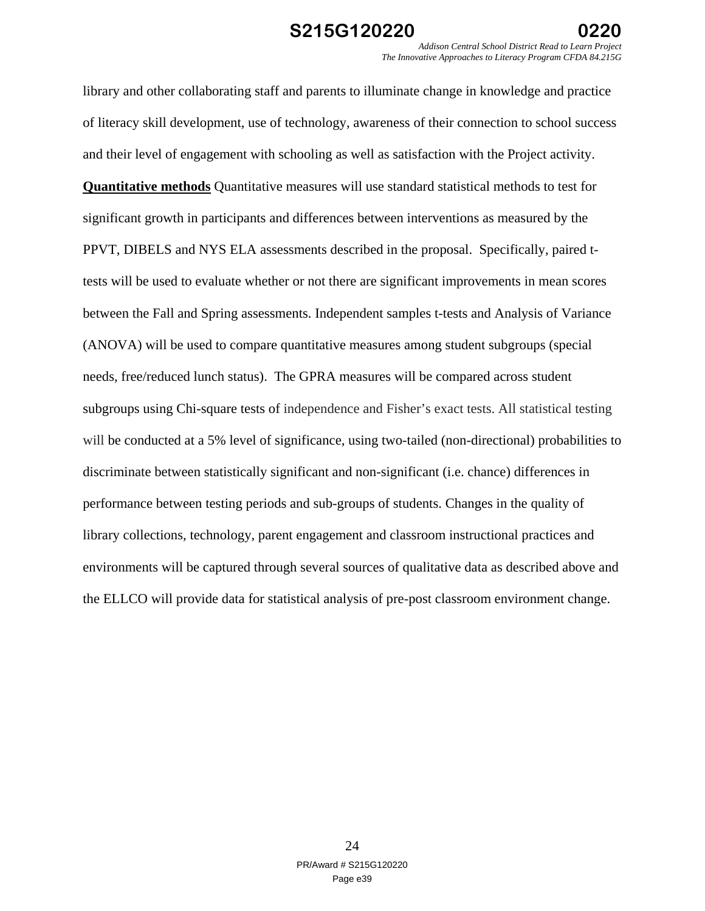library and other collaborating staff and parents to illuminate change in knowledge and practice of literacy skill development, use of technology, awareness of their connection to school success and their level of engagement with schooling as well as satisfaction with the Project activity.

**Quantitative methods** Quantitative measures will use standard statistical methods to test for significant growth in participants and differences between interventions as measured by the PPVT, DIBELS and NYS ELA assessments described in the proposal. Specifically, paired t-tests will be used to evaluate whether or not there are significant improvements in mean scores between the Fall and Spring assessments. Independent samples t-tests and Analysis of Variance (ANOVA) will be used to compare quantitative measures among student subgroups (special needs, free/reduced lunch status). The GPRA measures will be compared across student subgroups using Chi-square tests of independence and Fisher's exact tests. All statistical testing will be conducted at a 5% level of significance, using two-tailed (non-directional) probabilities to discriminate between statistically significant and non-significant (i.e. chance) differences in performance between testing periods and sub-groups of students. Changes in the quality of library collections, technology, parent engagement and classroom instructional practices and environments will be captured through several sources of qualitative data as described above and the ELLCO will provide data for statistical analysis of pre-post classroom environment change.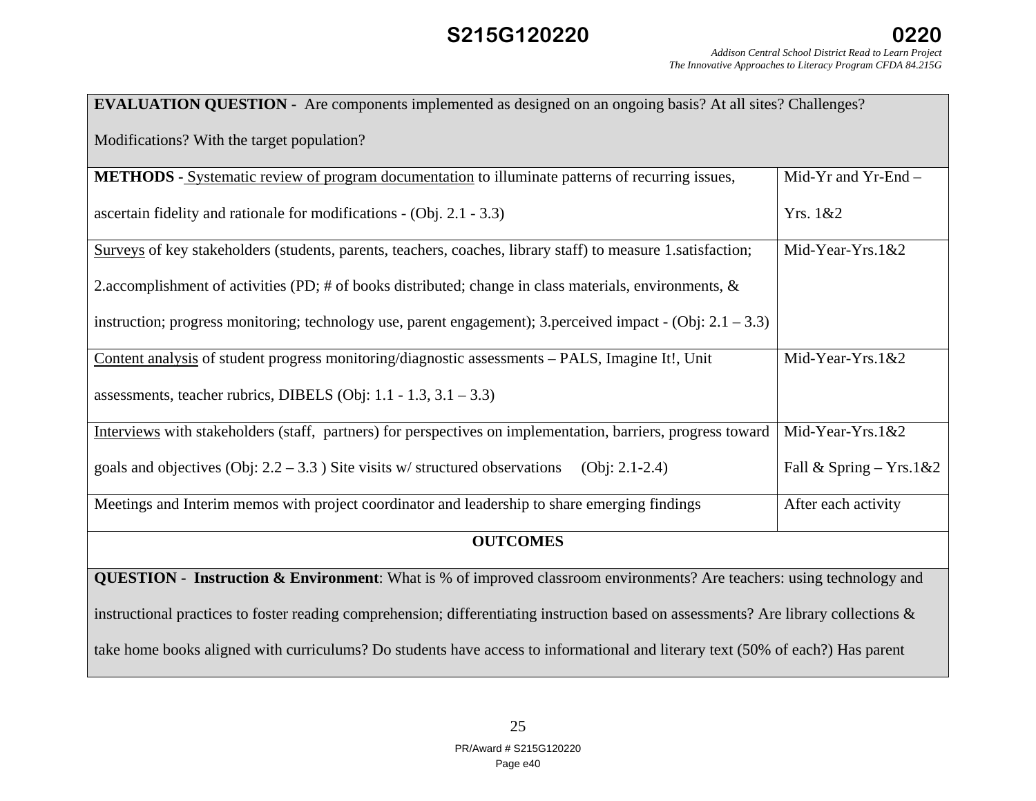| **EVALUATION QUESTION -** Are components implemented as designed on an ongoing basis? At all sites? Challenges? Modifications? With the target population? | |
|---|---|
| **METHODS -** Systematic review of program documentation to illuminate patterns of recurring issues, ascertain fidelity and rationale for modifications - (Obj. 2.1 - 3.3) | Mid-Yr and Yr-End – Yrs. 1&2 |
| Surveys of key stakeholders (students, parents, teachers, coaches, library staff) to measure 1.satisfaction; 2.accomplishment of activities (PD; # of books distributed; change in class materials, environments, & instruction; progress monitoring; technology use, parent engagement); 3.perceived impact - (Obj: 2.1 – 3.3) | Mid-Year-Yrs.1&2 |
| Content analysis of student progress monitoring/diagnostic assessments – PALS, Imagine It!, Unit assessments, teacher rubrics, DIBELS (Obj: 1.1 - 1.3, 3.1 – 3.3) | Mid-Year-Yrs.1&2 |
| Interviews with stakeholders (staff, partners) for perspectives on implementation, barriers, progress toward goals and objectives (Obj: 2.2 – 3.3 ) Site visits w/ structured observations (Obj: 2.1-2.4) | Mid-Year-Yrs.1&2 <br> Fall & Spring – Yrs.1&2 |
| Meetings and Interim memos with project coordinator and leadership to share emerging findings | After each activity |
| **OUTCOMES** | |
| **QUESTION - Instruction & Environment**: What is % of improved classroom environments? Are teachers: using technology and instructional practices to foster reading comprehension; differentiating instruction based on assessments? Are library collections & take home books aligned with curriculums? Do students have access to informational and literary text (50% of each?) Has parent | |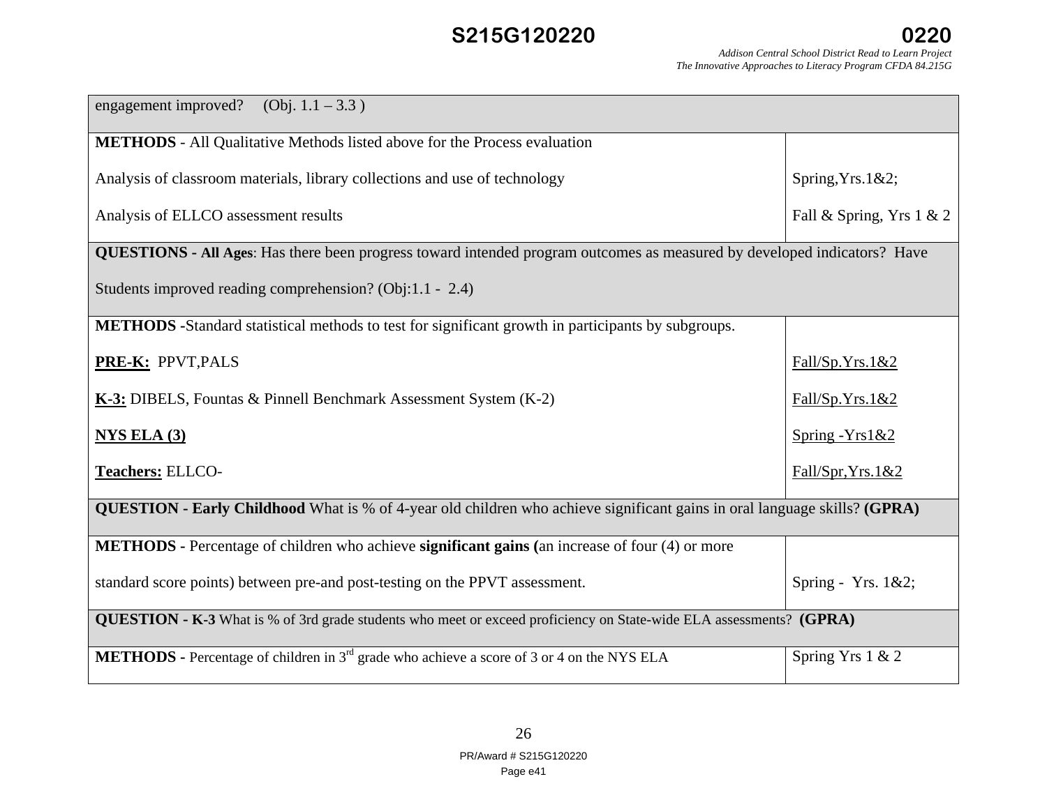| | |
|---|---|
| engagement improved? (Obj. 1.1 – 3.3 ) | |
| **METHODS** - All Qualitative Methods listed above for the Process evaluation<br><br>Analysis of classroom materials, library collections and use of technology<br><br>Analysis of ELLCO assessment results | <br><br>Spring,Yrs.1&2;<br><br>Fall & Spring, Yrs 1 & 2 |
| **QUESTIONS - All Ages**: Has there been progress toward intended program outcomes as measured by developed indicators? Have Students improved reading comprehension? (Obj:1.1 - 2.4) | |
| **METHODS -**Standard statistical methods to test for significant growth in participants by subgroups.<br><br>**PRE-K:** PPVT,PALS<br><br>**K-3:** DIBELS, Fountas & Pinnell Benchmark Assessment System (K-2)<br><br>**NYS ELA (3)**<br><br>**Teachers:** ELLCO- | <br><br>Fall/Sp.Yrs.1&2<br><br>Fall/Sp.Yrs.1&2<br><br>Spring -Yrs1&2<br><br>Fall/Spr,Yrs.1&2 |
| **QUESTION - Early Childhood** What is % of 4-year old children who achieve significant gains in oral language skills? **(GPRA)** | |
| **METHODS -** Percentage of children who achieve **significant gains (**an increase of four (4) or more standard score points) between pre-and post-testing on the PPVT assessment. | Spring - Yrs. 1&2; |
| **QUESTION - K-3** What is % of 3rd grade students who meet or exceed proficiency on State-wide ELA assessments? **(GPRA)** | |
| **METHODS -** Percentage of children in 3rd grade who achieve a score of 3 or 4 on the NYS ELA | Spring Yrs 1 & 2 |